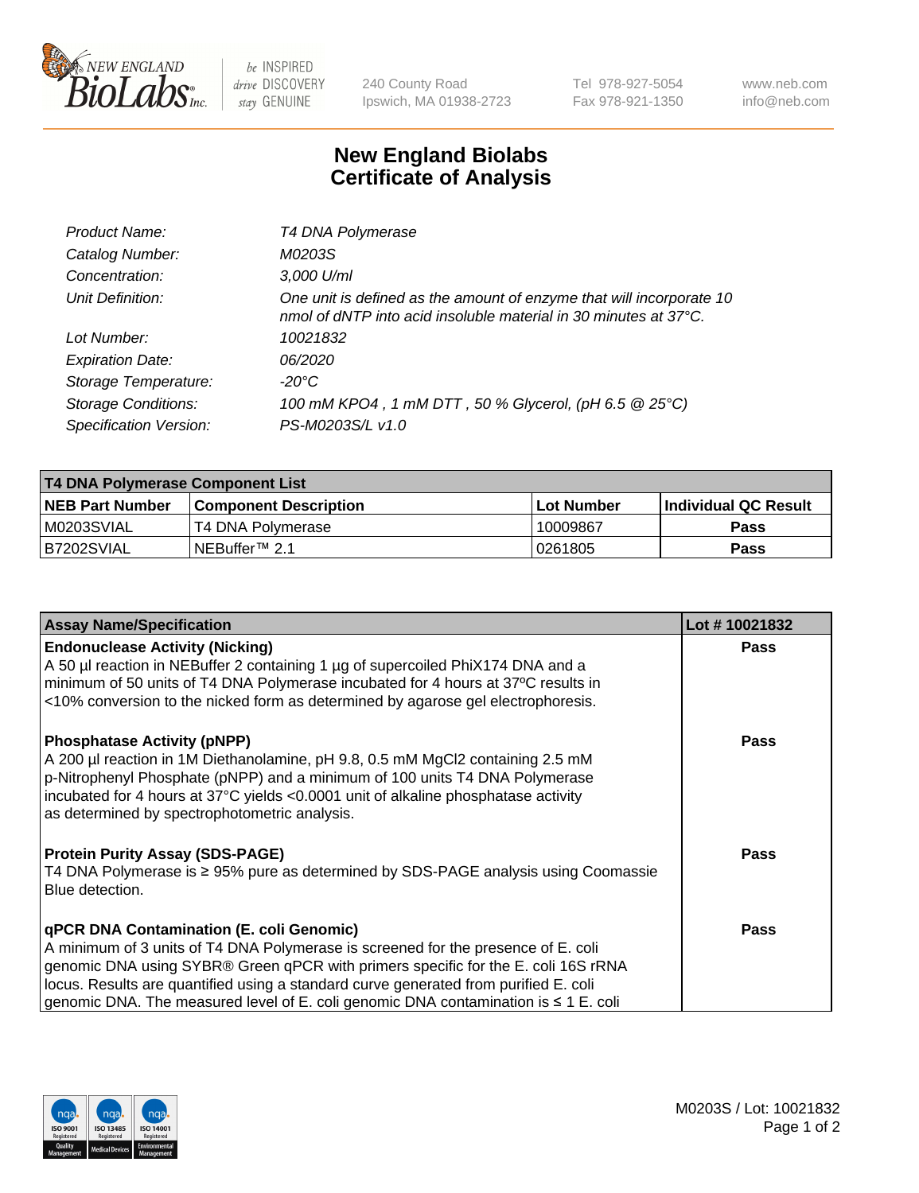# New England Biolabs Certificate of Analysis

| | |
|---|---|
| Product Name: | T4 DNA Polymerase |
| Catalog Number: | M0203S |
| Concentration: | 3,000 U/ml |
| Unit Definition: | One unit is defined as the amount of enzyme that will incorporate 10 nmol of dNTP into acid insoluble material in 30 minutes at 37°C. |
| Lot Number: | 10021832 |
| Expiration Date: | 06/2020 |
| Storage Temperature: | -20°C |
| Storage Conditions: | 100 mM $KPO_4$ , 1 mM DTT , 50 % Glycerol, (pH 6.5 @ 25°C) |
| Specification Version: | PS-M0203S/L v1.0 |

| T4 DNA Polymerase Component List | | | |
|---|---|---|---|
| **NEB Part Number** | **Component Description** | **Lot Number** | **Individual QC Result** |
| M0203SVIAL | T4 DNA Polymerase | 10009867 | **Pass** |
| B7202SVIAL | NEBuffer™ 2.1 | 0261805 | **Pass** |

| Assay Name/Specification | Lot # 10021832 |
|---|---|
| **Endonuclease Activity (Nicking)**<br>A 50 µl reaction in NEBuffer 2 containing 1 µg of supercoiled PhiX174 DNA and a minimum of 50 units of T4 DNA Polymerase incubated for 4 hours at 37ºC results in <10% conversion to the nicked form as determined by agarose gel electrophoresis. | **Pass** |
| **Phosphatase Activity (pNPP)**<br>A 200 µl reaction in 1M Diethanolamine, pH 9.8, 0.5 mM $MgCl_2$ containing 2.5 mM p-Nitrophenyl Phosphate (pNPP) and a minimum of 100 units T4 DNA Polymerase incubated for 4 hours at 37°C yields <0.0001 unit of alkaline phosphatase activity as determined by spectrophotometric analysis. | **Pass** |
| **Protein Purity Assay (SDS-PAGE)**<br>T4 DNA Polymerase is ≥ 95% pure as determined by SDS-PAGE analysis using Coomassie Blue detection. | **Pass** |
| **qPCR DNA Contamination (E. coli Genomic)**<br>A minimum of 3 units of T4 DNA Polymerase is screened for the presence of E. coli genomic DNA using SYBR® Green qPCR with primers specific for the E. coli 16S rRNA locus. Results are quantified using a standard curve generated from purified E. coli genomic DNA. The measured level of E. coli genomic DNA contamination is ≤ 1 E. coli | **Pass** |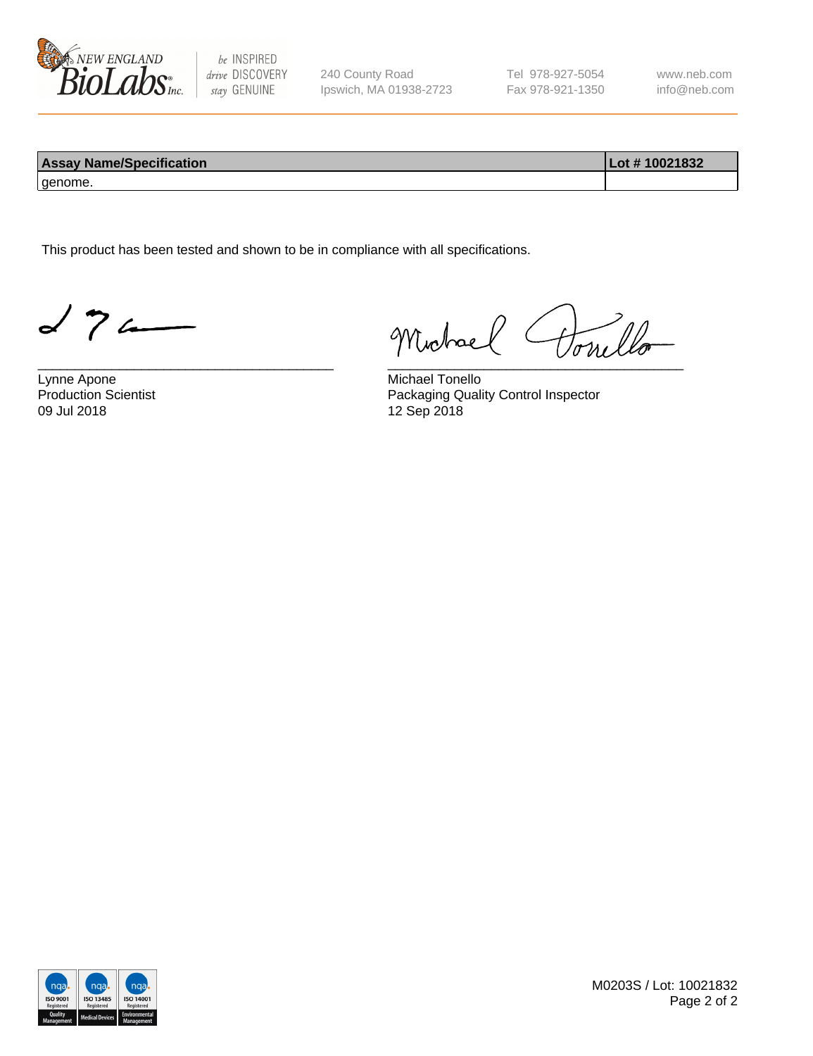| Assay Name/Specification | Lot # 10021832 |
| --- | --- |
| genome. | |

This product has been tested and shown to be in compliance with all specifications.

Lynne Apone
Production Scientist
09 Jul 2018

Michael Tonello
Packaging Quality Control Inspector
12 Sep 2018

M0203S / Lot: 10021832